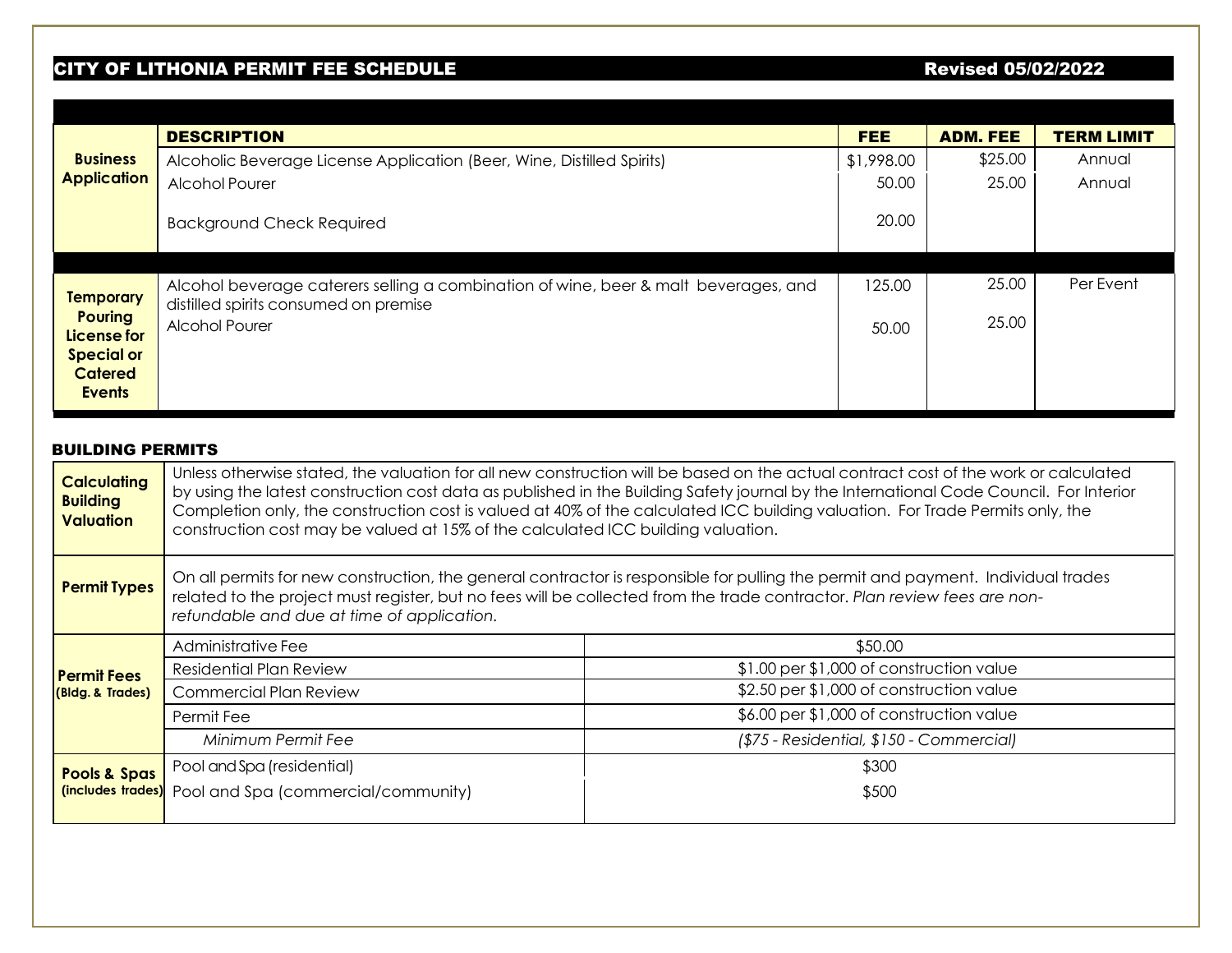# CITY OF LITHONIA PERMIT FEE SCHEDULE

Revised 05/02/2022

| | DESCRIPTION | FEE | ADM. FEE | TERM LIMIT |
|---|---|---|---|---|
| **Business Application** | Alcoholic Beverage License Application (Beer, Wine, Distilled Spirits) | $1,998.00 | $25.00 | Annual |
| | Alcohol Pourer | 50.00 | 25.00 | Annual |
| | Background Check Required | 20.00 | | |
| **Temporary Pouring License for Special or Catered Events** | Alcohol beverage caterers selling a combination of wine, beer & malt beverages, and distilled spirits consumed on premise | 125.00 | 25.00 | Per Event |
| | Alcohol Pourer | 50.00 | 25.00 | |

## BUILDING PERMITS

| | | |
|---|---|---|
| **Calculating Building Valuation** | Unless otherwise stated, the valuation for all new construction will be based on the actual contract cost of the work or calculated by using the latest construction cost data as published in the Building Safety journal by the International Code Council. For Interior Completion only, the construction cost is valued at 40% of the calculated ICC building valuation. For Trade Permits only, the construction cost may be valued at 15% of the calculated ICC building valuation. | |
| **Permit Types** | On all permits for new construction, the general contractor is responsible for pulling the permit and payment. Individual trades related to the project must register, but no fees will be collected from the trade contractor. *Plan review fees are non-refundable and due at time of application.* | |
| **Permit Fees (Bldg. & Trades)** | Administrative Fee | $50.00 |
| | Residential Plan Review | $1.00 per $1,000 of construction value |
| | Commercial Plan Review | $2.50 per $1,000 of construction value |
| | Permit Fee | $6.00 per $1,000 of construction value |
| | *Minimum Permit Fee* | *($75 - Residential, $150 - Commercial)* |
| **Pools & Spas (includes trades)** | Pool and Spa (residential) | $300 |
| | Pool and Spa (commercial/community) | $500 |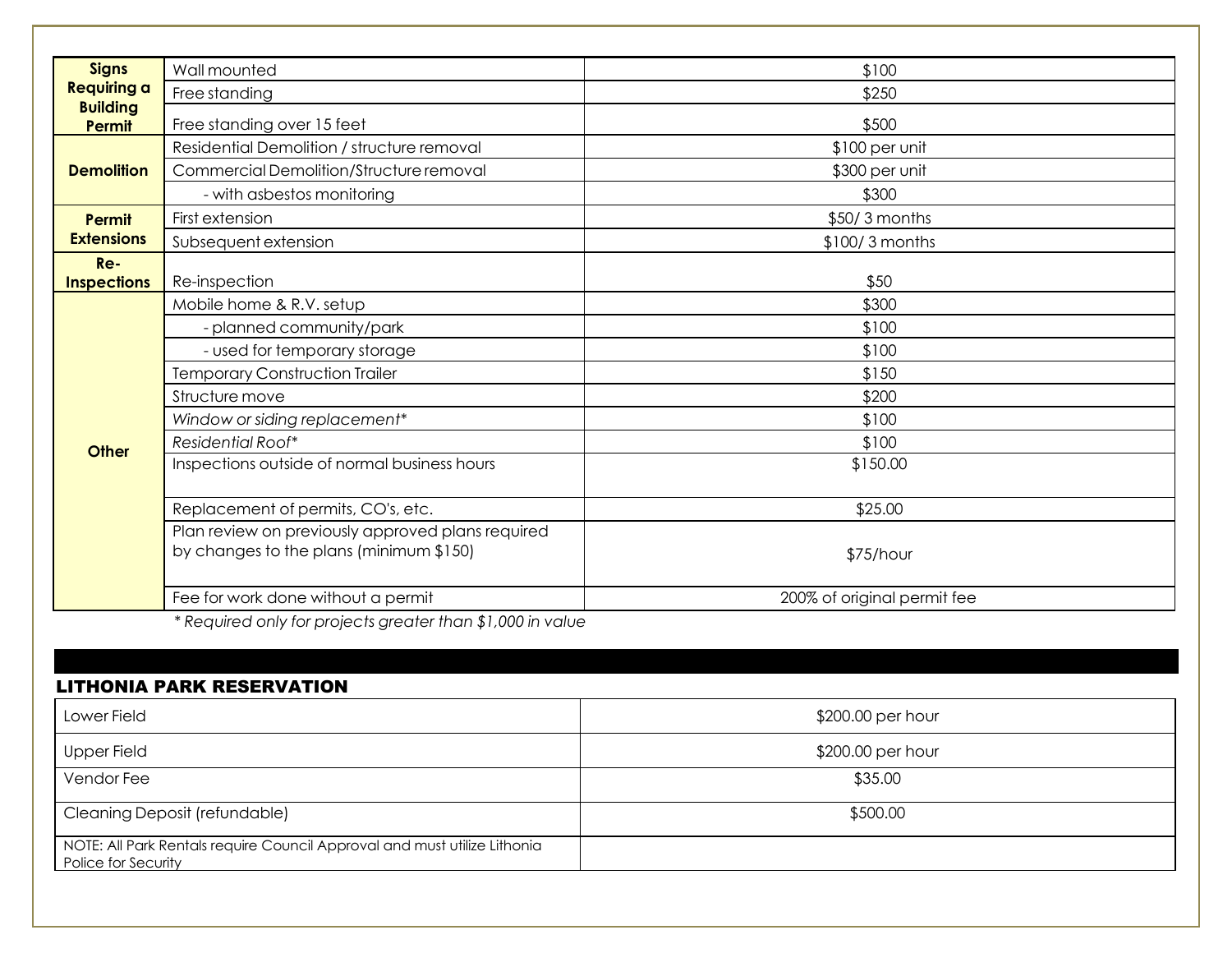| | | |
|---|---|---|
| **Signs Requiring a Building Permit** | Wall mounted | $100 |
| | Free standing | $250 |
| | Free standing over 15 feet | $500 |
| **Demolition** | Residential Demolition / structure removal | $100 per unit |
| | Commercial Demolition/Structure removal | $300 per unit |
| | - with asbestos monitoring | $300 |
| **Permit Extensions** | First extension | $50/ 3 months |
| | Subsequent extension | $100/ 3 months |
| **Re-Inspections** | Re-inspection | $50 |
| **Other** | Mobile home & R.V. setup | $300 |
| | - planned community/park | $100 |
| | - used for temporary storage | $100 |
| | Temporary Construction Trailer | $150 |
| | Structure move | $200 |
| | *Window or siding replacement** | $100 |
| | *Residential Roof** | $100 |
| | Inspections outside of normal business hours | $150.00 |
| | Replacement of permits, CO's, etc. | $25.00 |
| | Plan review on previously approved plans required by changes to the plans (minimum $150) | $75/hour |
| | Fee for work done without a permit | 200% of original permit fee |

*\* Required only for projects greater than $1,000 in value*

## LITHONIA PARK RESERVATION

| | |
|---|---|
| Lower Field | $200.00 per hour |
| Upper Field | $200.00 per hour |
| Vendor Fee | $35.00 |
| Cleaning Deposit (refundable) | $500.00 |
| NOTE: All Park Rentals require Council Approval and must utilize Lithonia Police for Security | |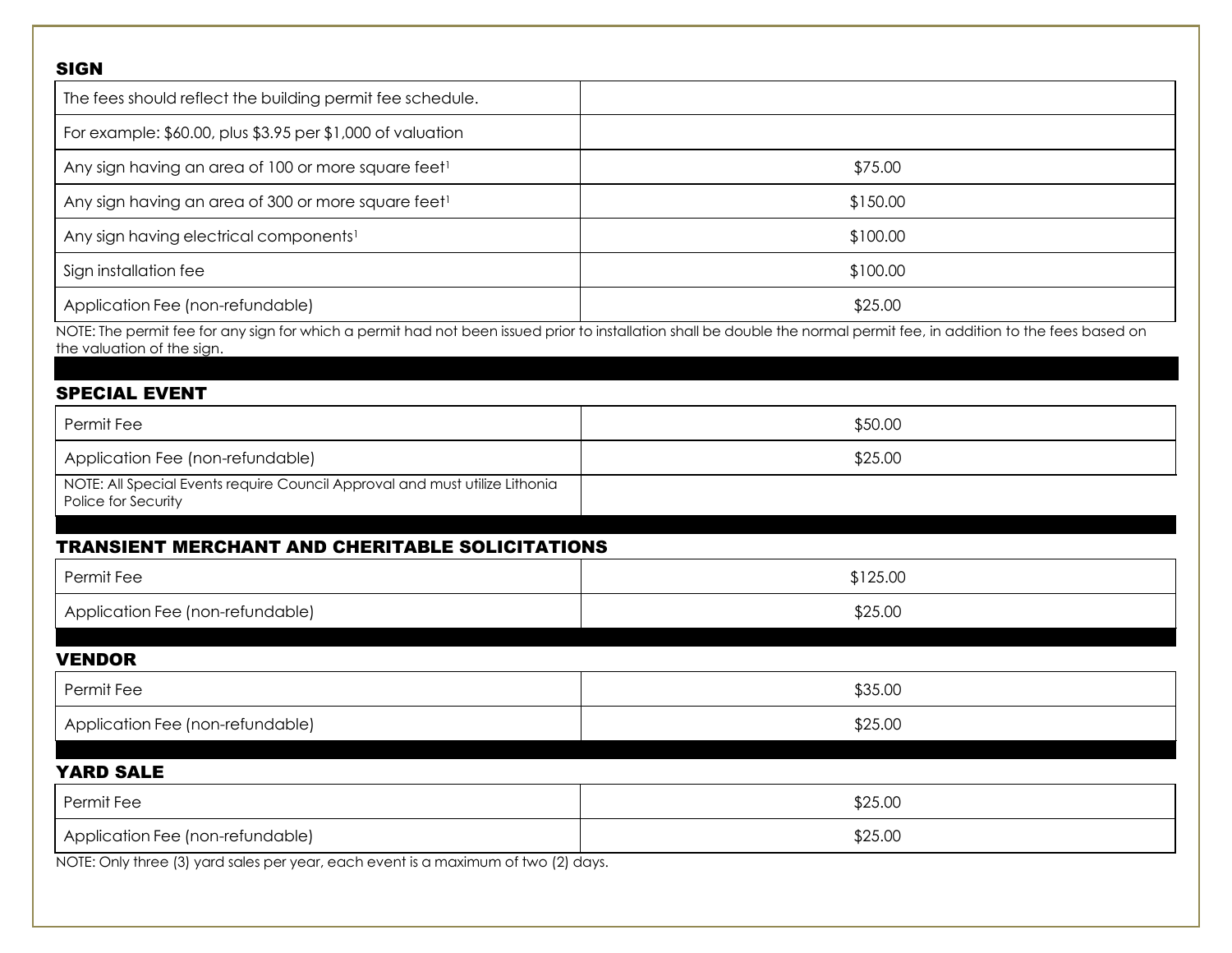## SIGN

| | |
|---|---|
| The fees should reflect the building permit fee schedule. | |
| For example: \$60.00, plus \$3.95 per \$1,000 of valuation | |
| Any sign having an area of 100 or more square feet[1] | \$75.00 |
| Any sign having an area of 300 or more square feet[1] | \$150.00 |
| Any sign having electrical components[1] | \$100.00 |
| Sign installation fee | \$100.00 |
| Application Fee (non-refundable) | \$25.00 |

NOTE: The permit fee for any sign for which a permit had not been issued prior to installation shall be double the normal permit fee, in addition to the fees based on the valuation of the sign.

## SPECIAL EVENT

| | |
|---|---|
| Permit Fee | \$50.00 |
| Application Fee (non-refundable) | \$25.00 |
| NOTE: All Special Events require Council Approval and must utilize Lithonia Police for Security | |

## TRANSIENT MERCHANT AND CHERITABLE SOLICITATIONS

| | |
|---|---|
| Permit Fee | \$125.00 |
| Application Fee (non-refundable) | \$25.00 |

## VENDOR

| | |
|---|---|
| Permit Fee | \$35.00 |
| Application Fee (non-refundable) | \$25.00 |

## YARD SALE

| | |
|---|---|
| Permit Fee | \$25.00 |
| Application Fee (non-refundable) | \$25.00 |

NOTE: Only three (3) yard sales per year, each event is a maximum of two (2) days.